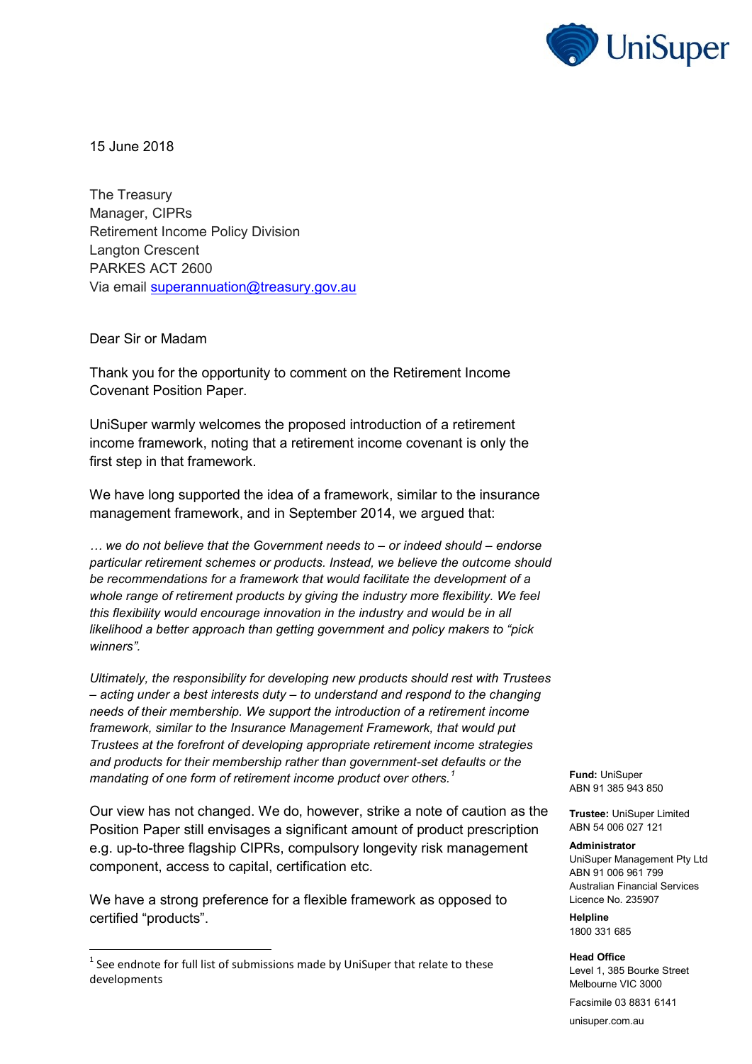15 June 2018

The Treasury
Manager, CIPRs
Retirement Income Policy Division
Langton Crescent
PARKES ACT 2600
Via email superannuation@treasury.gov.au

Dear Sir or Madam

Thank you for the opportunity to comment on the Retirement Income Covenant Position Paper.

UniSuper warmly welcomes the proposed introduction of a retirement income framework, noting that a retirement income covenant is only the first step in that framework.

We have long supported the idea of a framework, similar to the insurance management framework, and in September 2014, we argued that:

*… we do not believe that the Government needs to – or indeed should – endorse particular retirement schemes or products. Instead, we believe the outcome should be recommendations for a framework that would facilitate the development of a whole range of retirement products by giving the industry more flexibility. We feel this flexibility would encourage innovation in the industry and would be in all likelihood a better approach than getting government and policy makers to "pick winners".*

*Ultimately, the responsibility for developing new products should rest with Trustees – acting under a best interests duty – to understand and respond to the changing needs of their membership. We support the introduction of a retirement income framework, similar to the Insurance Management Framework, that would put Trustees at the forefront of developing appropriate retirement income strategies and products for their membership rather than government-set defaults or the mandating of one form of retirement income product over others.*[1]

Our view has not changed. We do, however, strike a note of caution as the Position Paper still envisages a significant amount of product prescription e.g. up-to-three flagship CIPRs, compulsory longevity risk management component, access to capital, certification etc.

We have a strong preference for a flexible framework as opposed to certified "products".

[1] See endnote for full list of submissions made by UniSuper that relate to these developments

**Fund:** UniSuper
ABN 91 385 943 850

**Trustee:** UniSuper Limited
ABN 54 006 027 121

**Administrator**
UniSuper Management Pty Ltd
ABN 91 006 961 799
Australian Financial Services Licence No. 235907

**Helpline**
1800 331 685

**Head Office**
Level 1, 385 Bourke Street
Melbourne VIC 3000

Facsimile 03 8831 6141

unisuper.com.au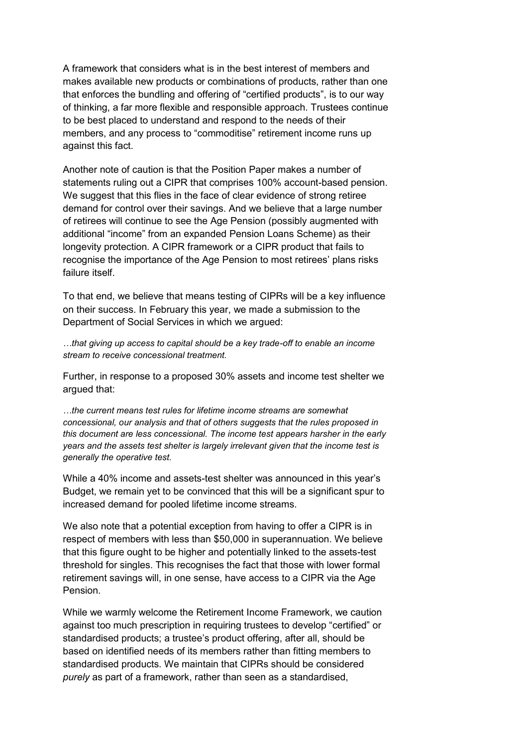A framework that considers what is in the best interest of members and makes available new products or combinations of products, rather than one that enforces the bundling and offering of "certified products", is to our way of thinking, a far more flexible and responsible approach. Trustees continue to be best placed to understand and respond to the needs of their members, and any process to "commoditise" retirement income runs up against this fact.

Another note of caution is that the Position Paper makes a number of statements ruling out a CIPR that comprises 100% account-based pension. We suggest that this flies in the face of clear evidence of strong retiree demand for control over their savings. And we believe that a large number of retirees will continue to see the Age Pension (possibly augmented with additional "income" from an expanded Pension Loans Scheme) as their longevity protection. A CIPR framework or a CIPR product that fails to recognise the importance of the Age Pension to most retirees' plans risks failure itself.

To that end, we believe that means testing of CIPRs will be a key influence on their success. In February this year, we made a submission to the Department of Social Services in which we argued:

*…that giving up access to capital should be a key trade-off to enable an income stream to receive concessional treatment.*

Further, in response to a proposed 30% assets and income test shelter we argued that:

*…the current means test rules for lifetime income streams are somewhat concessional, our analysis and that of others suggests that the rules proposed in this document are less concessional. The income test appears harsher in the early years and the assets test shelter is largely irrelevant given that the income test is generally the operative test.*

While a 40% income and assets-test shelter was announced in this year's Budget, we remain yet to be convinced that this will be a significant spur to increased demand for pooled lifetime income streams.

We also note that a potential exception from having to offer a CIPR is in respect of members with less than $50,000 in superannuation. We believe that this figure ought to be higher and potentially linked to the assets-test threshold for singles. This recognises the fact that those with lower formal retirement savings will, in one sense, have access to a CIPR via the Age Pension.

While we warmly welcome the Retirement Income Framework, we caution against too much prescription in requiring trustees to develop "certified" or standardised products; a trustee's product offering, after all, should be based on identified needs of its members rather than fitting members to standardised products. We maintain that CIPRs should be considered *purely* as part of a framework, rather than seen as a standardised,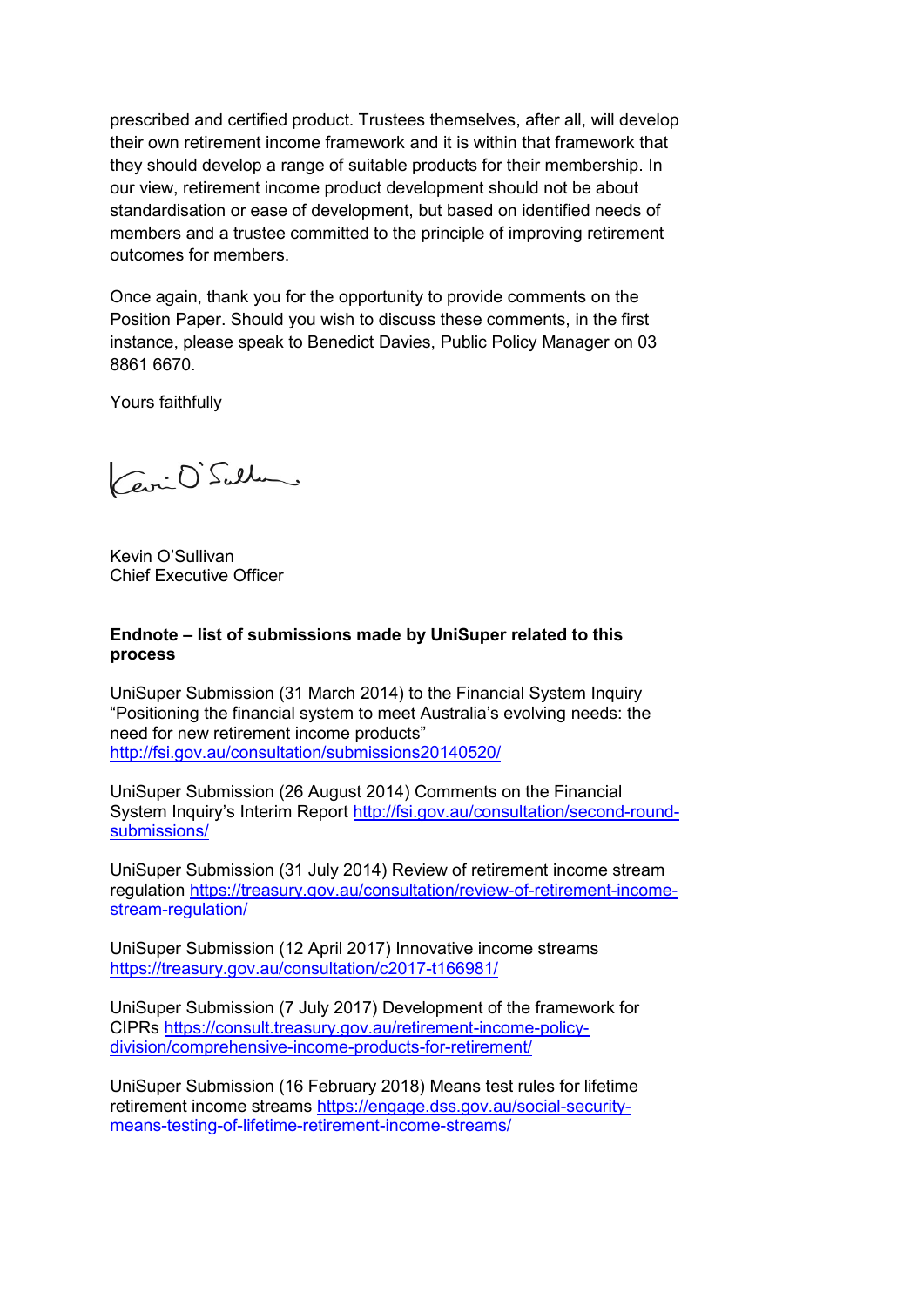prescribed and certified product. Trustees themselves, after all, will develop their own retirement income framework and it is within that framework that they should develop a range of suitable products for their membership. In our view, retirement income product development should not be about standardisation or ease of development, but based on identified needs of members and a trustee committed to the principle of improving retirement outcomes for members.

Once again, thank you for the opportunity to provide comments on the Position Paper. Should you wish to discuss these comments, in the first instance, please speak to Benedict Davies, Public Policy Manager on 03 8861 6670.

Yours faithfully

Kevin O'Sullivan
Chief Executive Officer

**Endnote – list of submissions made by UniSuper related to this process**

UniSuper Submission (31 March 2014) to the Financial System Inquiry "Positioning the financial system to meet Australia's evolving needs: the need for new retirement income products" http://fsi.gov.au/consultation/submissions20140520/

UniSuper Submission (26 August 2014) Comments on the Financial System Inquiry's Interim Report http://fsi.gov.au/consultation/second-round-submissions/

UniSuper Submission (31 July 2014) Review of retirement income stream regulation https://treasury.gov.au/consultation/review-of-retirement-income-stream-regulation/

UniSuper Submission (12 April 2017) Innovative income streams https://treasury.gov.au/consultation/c2017-t166981/

UniSuper Submission (7 July 2017) Development of the framework for CIPRs https://consult.treasury.gov.au/retirement-income-policy-division/comprehensive-income-products-for-retirement/

UniSuper Submission (16 February 2018) Means test rules for lifetime retirement income streams https://engage.dss.gov.au/social-security-means-testing-of-lifetime-retirement-income-streams/